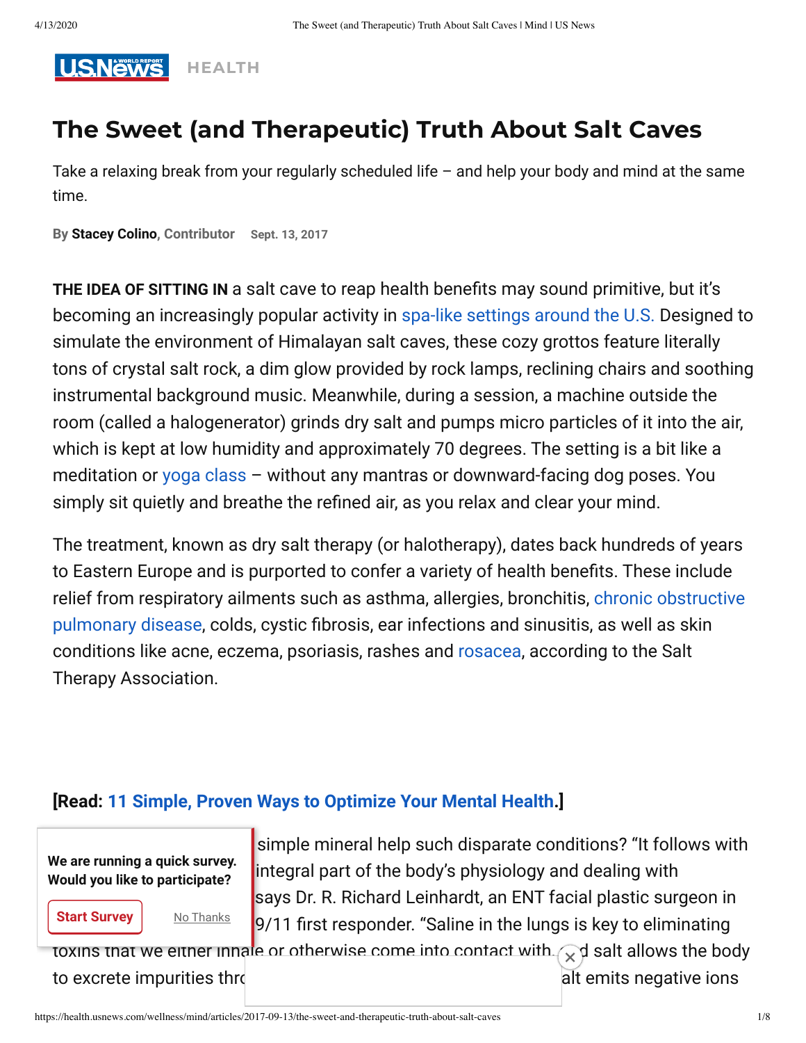HEALTH

# The Sweet (and Therapeutic) Truth About Salt Caves

Take a relaxing break from your regularly scheduled life – and help your body and mind at the same time.

By **Stacey Colino**, Contributor Sept. 13, 2017

**THE IDEA OF SITTING IN** a salt cave to reap health benefits may sound primitive, but it's becoming an increasingly popular activity in spa-like settings around the U.S. Designed to simulate the environment of Himalayan salt caves, these cozy grottos feature literally tons of crystal salt rock, a dim glow provided by rock lamps, reclining chairs and soothing instrumental background music. Meanwhile, during a session, a machine outside the room (called a halogenerator) grinds dry salt and pumps micro particles of it into the air, which is kept at low humidity and approximately 70 degrees. The setting is a bit like a meditation or yoga class – without any mantras or downward-facing dog poses. You simply sit quietly and breathe the refined air, as you relax and clear your mind.

The treatment, known as dry salt therapy (or halotherapy), dates back hundreds of years to Eastern Europe and is purported to confer a variety of health benefits. These include relief from respiratory ailments such as asthma, allergies, bronchitis, chronic obstructive pulmonary disease, colds, cystic fibrosis, ear infections and sinusitis, as well as skin conditions like acne, eczema, psoriasis, rashes and rosacea, according to the Salt Therapy Association.

**[Read: 11 Simple, Proven Ways to Optimize Your Mental Health.]**

We are running a quick survey. Would you like to participate?

Start Survey No Thanks

simple mineral help such disparate conditions? "It follows with integral part of the body's physiology and dealing with says Dr. R. Richard Leinhardt, an ENT facial plastic surgeon in 9/11 first responder. "Saline in the lungs is key to eliminating toxins that we either inhale or otherwise come into contact with. d salt allows the body to excrete impurities thr alt emits negative ions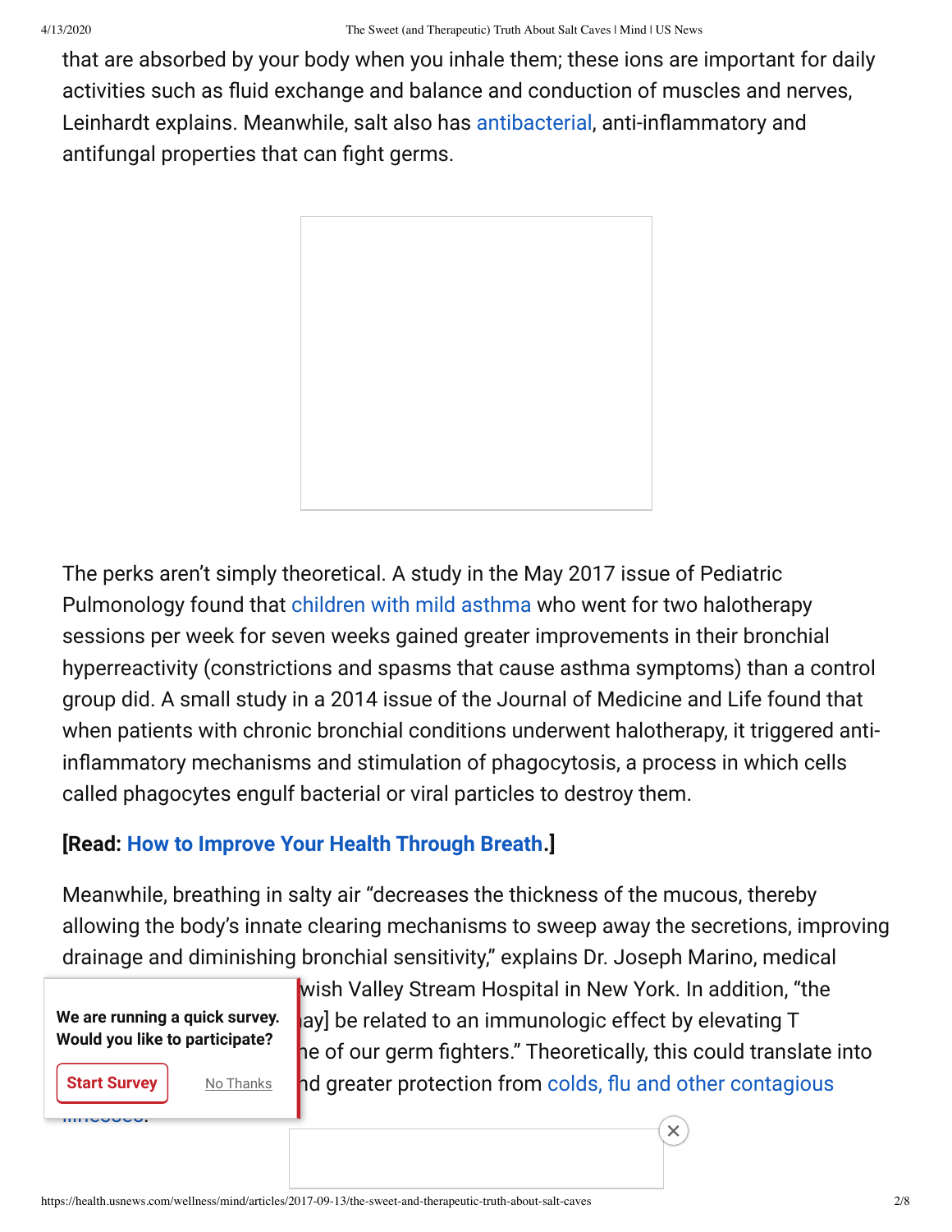that are absorbed by your body when you inhale them; these ions are important for daily activities such as fluid exchange and balance and conduction of muscles and nerves, Leinhardt explains. Meanwhile, salt also has antibacterial, anti-inflammatory and antifungal properties that can fight germs.

The perks aren't simply theoretical. A study in the May 2017 issue of Pediatric Pulmonology found that children with mild asthma who went for two halotherapy sessions per week for seven weeks gained greater improvements in their bronchial hyperreactivity (constrictions and spasms that cause asthma symptoms) than a control group did. A small study in a 2014 issue of the Journal of Medicine and Life found that when patients with chronic bronchial conditions underwent halotherapy, it triggered anti-inflammatory mechanisms and stimulation of phagocytosis, a process in which cells called phagocytes engulf bacterial or viral particles to destroy them.

**[Read: How to Improve Your Health Through Breath.]**

Meanwhile, breathing in salty air "decreases the thickness of the mucous, thereby allowing the body's innate clearing mechanisms to sweep away the secretions, improving drainage and diminishing bronchial sensitivity," explains Dr. Joseph Marino, medical wish Valley Stream Hospital in New York. In addition, "the ay] be related to an immunologic effect by elevating T e of our germ fighters." Theoretically, this could translate into nd greater protection from colds, flu and other contagious illnesses.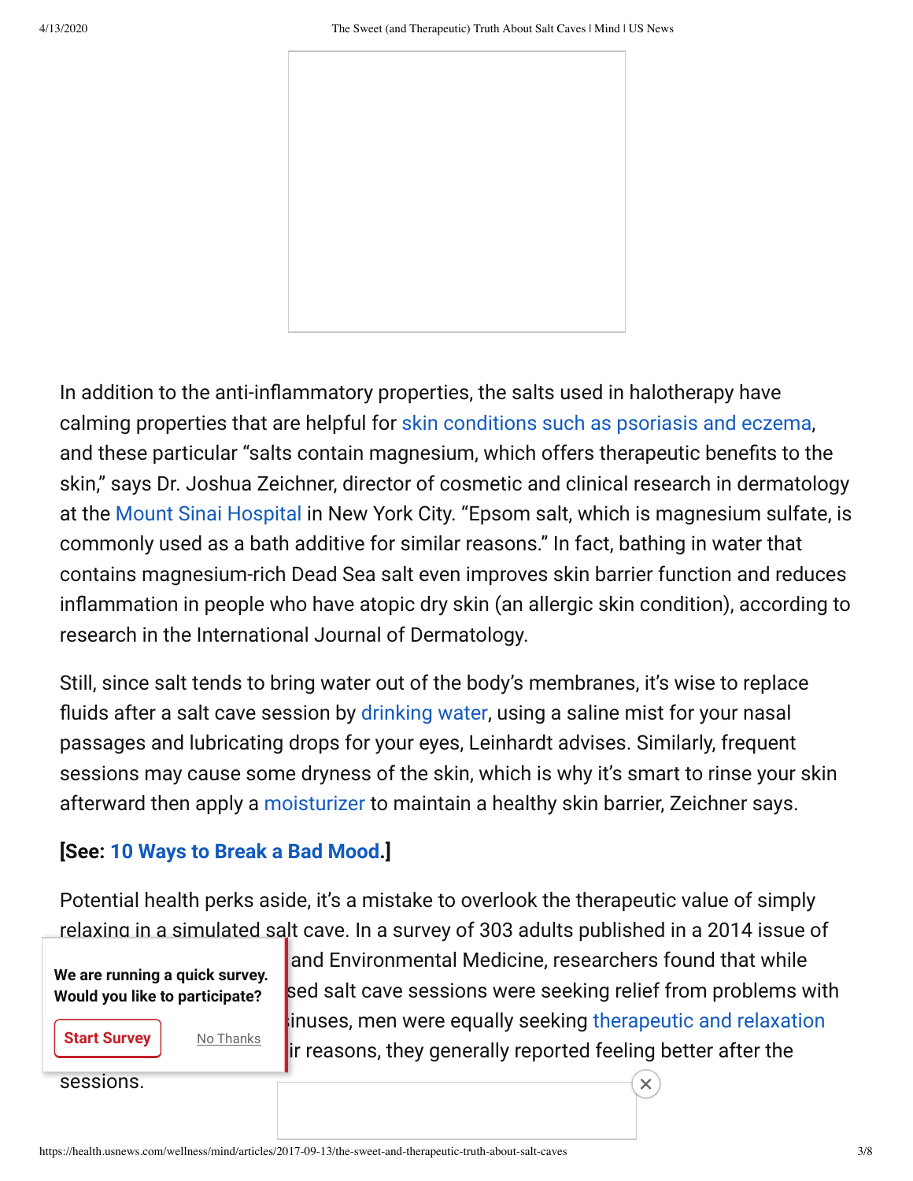In addition to the anti-inflammatory properties, the salts used in halotherapy have calming properties that are helpful for skin conditions such as psoriasis and eczema, and these particular "salts contain magnesium, which offers therapeutic benefits to the skin," says Dr. Joshua Zeichner, director of cosmetic and clinical research in dermatology at the Mount Sinai Hospital in New York City. "Epsom salt, which is magnesium sulfate, is commonly used as a bath additive for similar reasons." In fact, bathing in water that contains magnesium-rich Dead Sea salt even improves skin barrier function and reduces inflammation in people who have atopic dry skin (an allergic skin condition), according to research in the International Journal of Dermatology.

Still, since salt tends to bring water out of the body's membranes, it's wise to replace fluids after a salt cave session by drinking water, using a saline mist for your nasal passages and lubricating drops for your eyes, Leinhardt advises. Similarly, frequent sessions may cause some dryness of the skin, which is why it's smart to rinse your skin afterward then apply a moisturizer to maintain a healthy skin barrier, Zeichner says.

**[See: 10 Ways to Break a Bad Mood.]**

Potential health perks aside, it's a mistake to overlook the therapeutic value of simply relaxing in a simulated salt cave. In a survey of 303 adults published in a 2014 issue of … and Environmental Medicine, researchers found that while …sed salt cave sessions were seeking relief from problems with …inuses, men were equally seeking therapeutic and relaxation …ir reasons, they generally reported feeling better after the sessions.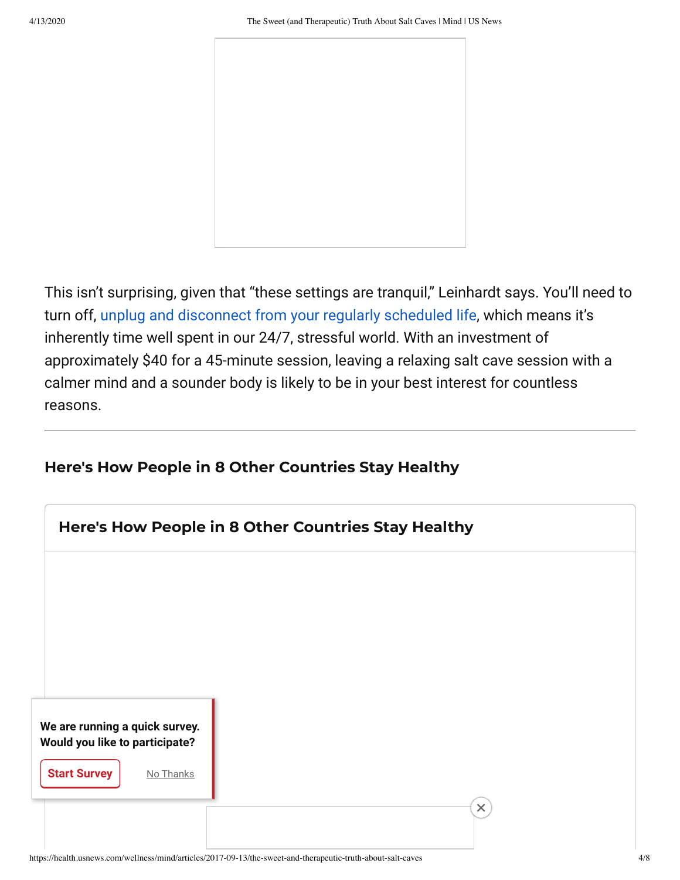This isn't surprising, given that "these settings are tranquil," Leinhardt says. You'll need to turn off, unplug and disconnect from your regularly scheduled life, which means it's inherently time well spent in our 24/7, stressful world. With an investment of approximately $40 for a 45-minute session, leaving a relaxing salt cave session with a calmer mind and a sounder body is likely to be in your best interest for countless reasons.

---

## Here's How People in 8 Other Countries Stay Healthy

### Here's How People in 8 Other Countries Stay Healthy

We are running a quick survey. Would you like to participate?

Start Survey No Thanks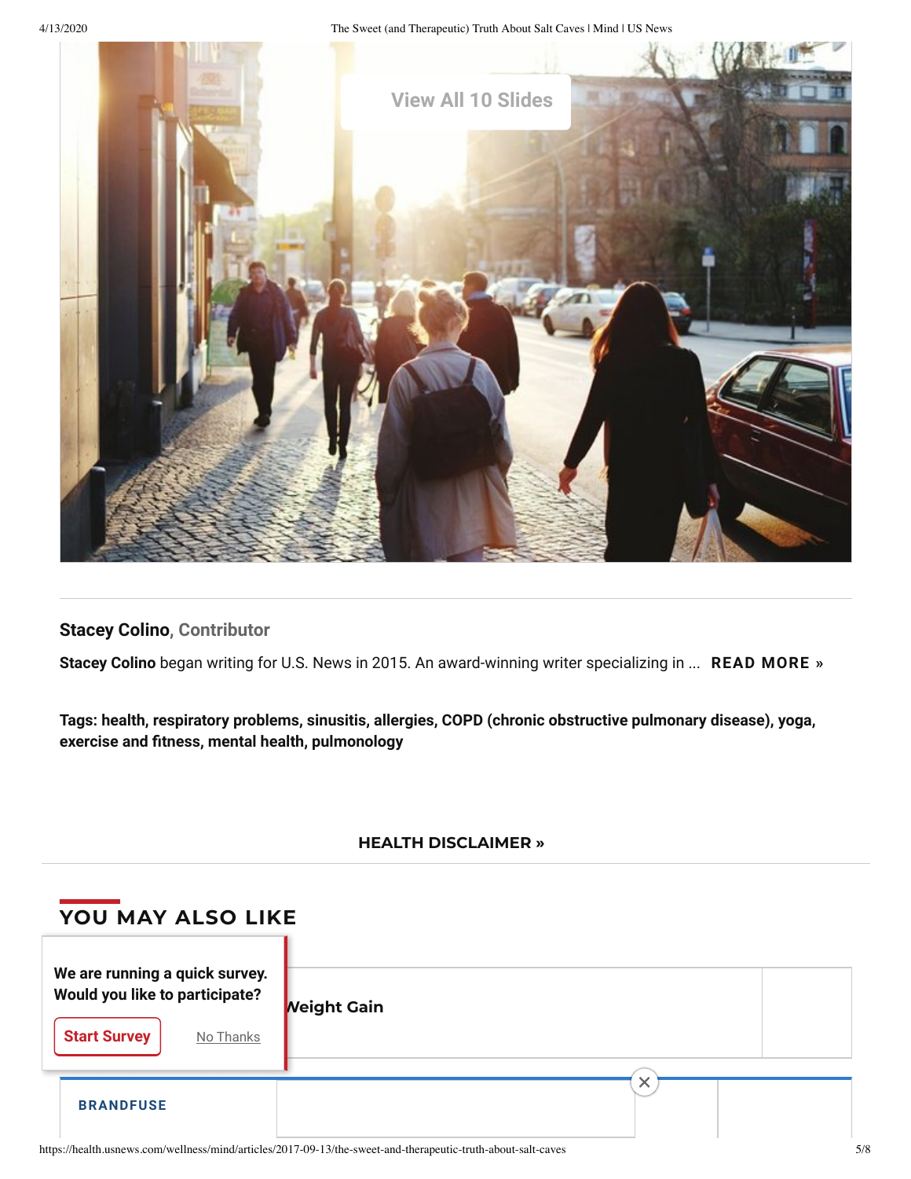View All 10 Slides

**Stacey Colino**, Contributor

**Stacey Colino** began writing for U.S. News in 2015. An award-winning writer specializing in ... **READ MORE »**

**Tags: health, respiratory problems, sinusitis, allergies, COPD (chronic obstructive pulmonary disease), yoga, exercise and fitness, mental health, pulmonology**

**HEALTH DISCLAIMER »**

## YOU MAY ALSO LIKE

We are running a quick survey. Would you like to participate?

Start Survey  No Thanks

Weight Gain

BRANDFUSE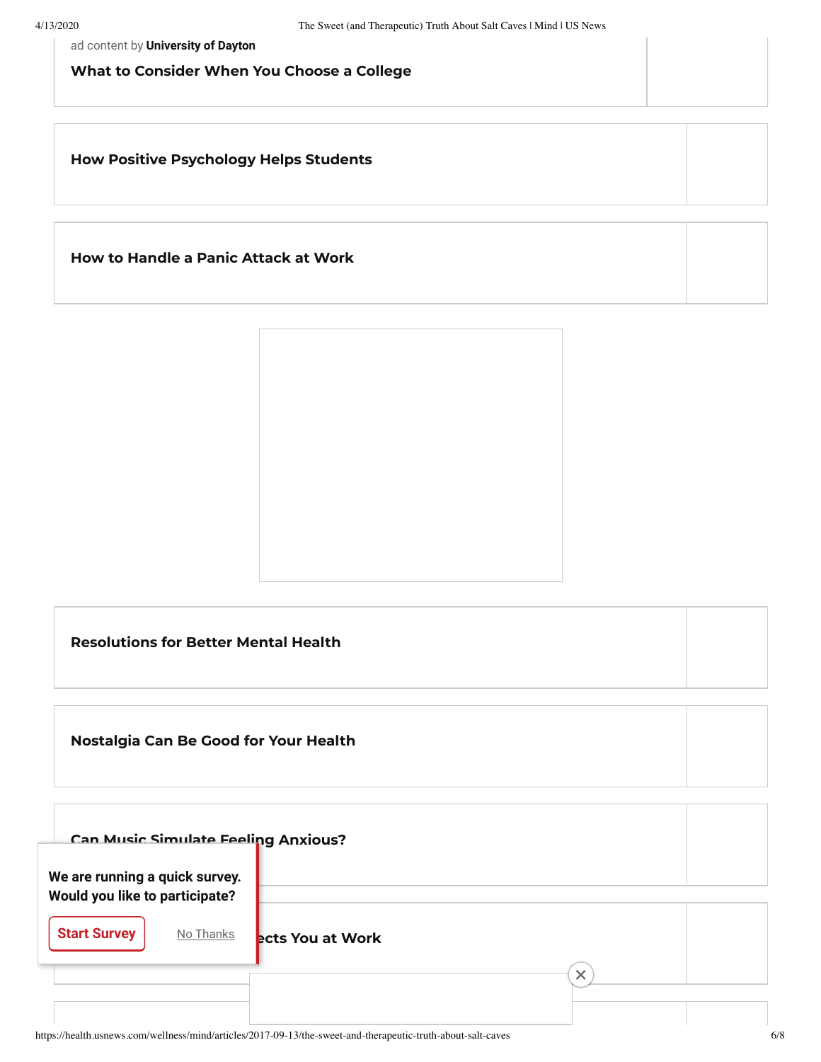ad content by **University of Dayton**

**What to Consider When You Choose a College**

**How Positive Psychology Helps Students**

**How to Handle a Panic Attack at Work**

**Resolutions for Better Mental Health**

**Nostalgia Can Be Good for Your Health**

**Can Music Simulate Feeling Anxious?**

**ects You at Work**

We are running a quick survey. Would you like to participate?

Start Survey

No Thanks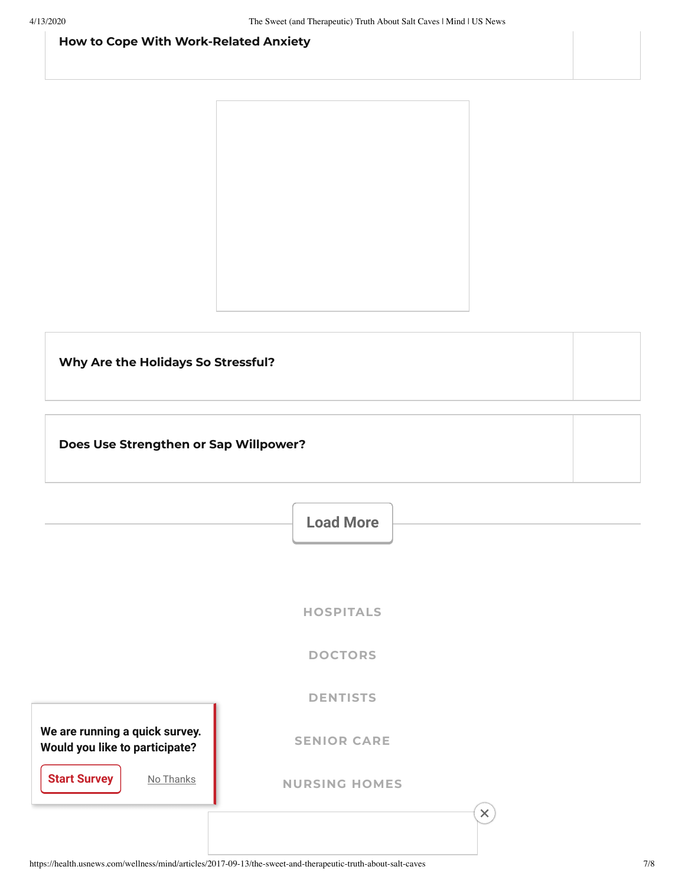**How to Cope With Work-Related Anxiety**

**Why Are the Holidays So Stressful?**

**Does Use Strengthen or Sap Willpower?**

Load More

HOSPITALS

DOCTORS

DENTISTS

SENIOR CARE

NURSING HOMES

We are running a quick survey. Would you like to participate?

Start Survey

No Thanks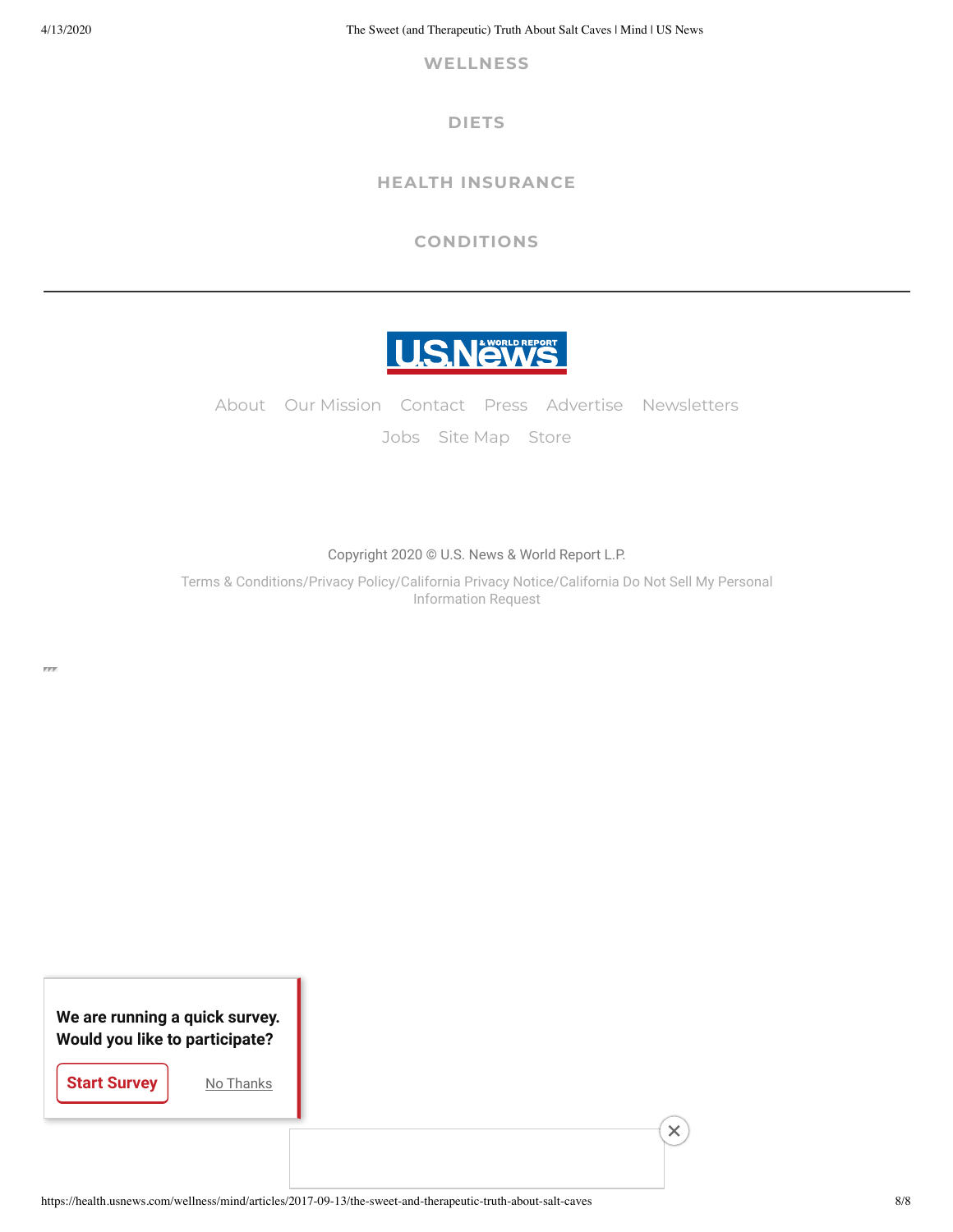WELLNESS

DIETS

HEALTH INSURANCE

CONDITIONS

---

U.S. News & World Report

About Our Mission Contact Press Advertise Newsletters

Jobs Site Map Store

Copyright 2020 © U.S. News & World Report L.P.

Terms & Conditions/Privacy Policy/California Privacy Notice/California Do Not Sell My Personal Information Request

**We are running a quick survey. Would you like to participate?**

Start Survey No Thanks